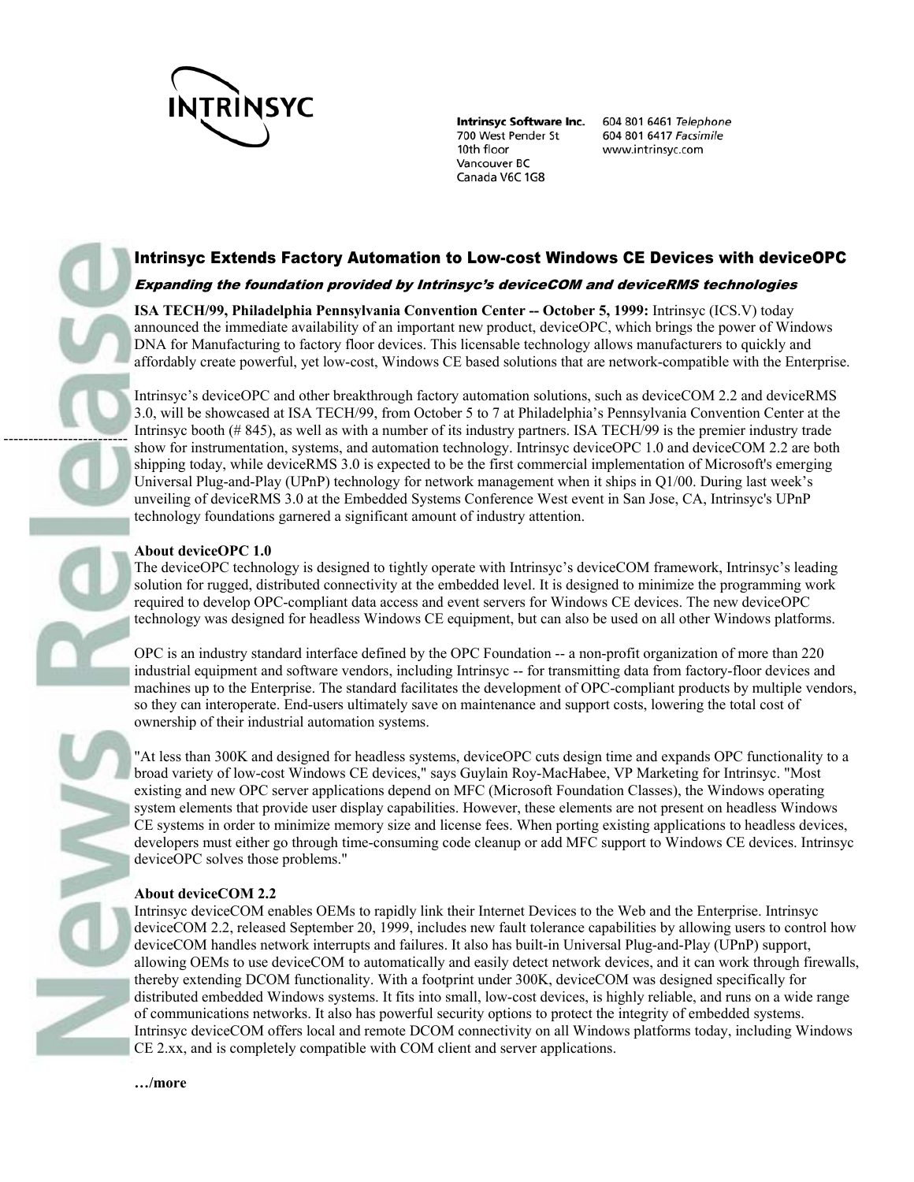Intrinsyc Software Inc.
700 West Pender St
10th floor
Vancouver BC
Canada V6C 1G8

604 801 6461 *Telephone*
604 801 6417 *Facsimile*
www.intrinsyc.com

# Intrinsyc Extends Factory Automation to Low-cost Windows CE Devices with deviceOPC

***Expanding the foundation provided by Intrinsyc's deviceCOM and deviceRMS technologies***

**ISA TECH/99, Philadelphia Pennsylvania Convention Center -- October 5, 1999:** Intrinsyc (ICS.V) today announced the immediate availability of an important new product, deviceOPC, which brings the power of Windows DNA for Manufacturing to factory floor devices. This licensable technology allows manufacturers to quickly and affordably create powerful, yet low-cost, Windows CE based solutions that are network-compatible with the Enterprise.

Intrinsyc's deviceOPC and other breakthrough factory automation solutions, such as deviceCOM 2.2 and deviceRMS 3.0, will be showcased at ISA TECH/99, from October 5 to 7 at Philadelphia's Pennsylvania Convention Center at the Intrinsyc booth (# 845), as well as with a number of its industry partners. ISA TECH/99 is the premier industry trade show for instrumentation, systems, and automation technology. Intrinsyc deviceOPC 1.0 and deviceCOM 2.2 are both shipping today, while deviceRMS 3.0 is expected to be the first commercial implementation of Microsoft's emerging Universal Plug-and-Play (UPnP) technology for network management when it ships in Q1/00. During last week's unveiling of deviceRMS 3.0 at the Embedded Systems Conference West event in San Jose, CA, Intrinsyc's UPnP technology foundations garnered a significant amount of industry attention.

**About deviceOPC 1.0**

The deviceOPC technology is designed to tightly operate with Intrinsyc's deviceCOM framework, Intrinsyc's leading solution for rugged, distributed connectivity at the embedded level. It is designed to minimize the programming work required to develop OPC-compliant data access and event servers for Windows CE devices. The new deviceOPC technology was designed for headless Windows CE equipment, but can also be used on all other Windows platforms.

OPC is an industry standard interface defined by the OPC Foundation -- a non-profit organization of more than 220 industrial equipment and software vendors, including Intrinsyc -- for transmitting data from factory-floor devices and machines up to the Enterprise. The standard facilitates the development of OPC-compliant products by multiple vendors, so they can interoperate. End-users ultimately save on maintenance and support costs, lowering the total cost of ownership of their industrial automation systems.

"At less than 300K and designed for headless systems, deviceOPC cuts design time and expands OPC functionality to a broad variety of low-cost Windows CE devices," says Guylain Roy-MacHabee, VP Marketing for Intrinsyc. "Most existing and new OPC server applications depend on MFC (Microsoft Foundation Classes), the Windows operating system elements that provide user display capabilities. However, these elements are not present on headless Windows CE systems in order to minimize memory size and license fees. When porting existing applications to headless devices, developers must either go through time-consuming code cleanup or add MFC support to Windows CE devices. Intrinsyc deviceOPC solves those problems."

**About deviceCOM 2.2**

Intrinsyc deviceCOM enables OEMs to rapidly link their Internet Devices to the Web and the Enterprise. Intrinsyc deviceCOM 2.2, released September 20, 1999, includes new fault tolerance capabilities by allowing users to control how deviceCOM handles network interrupts and failures. It also has built-in Universal Plug-and-Play (UPnP) support, allowing OEMs to use deviceCOM to automatically and easily detect network devices, and it can work through firewalls, thereby extending DCOM functionality. With a footprint under 300K, deviceCOM was designed specifically for distributed embedded Windows systems. It fits into small, low-cost devices, is highly reliable, and runs on a wide range of communications networks. It also has powerful security options to protect the integrity of embedded systems. Intrinsyc deviceCOM offers local and remote DCOM connectivity on all Windows platforms today, including Windows CE 2.xx, and is completely compatible with COM client and server applications.

**…/more**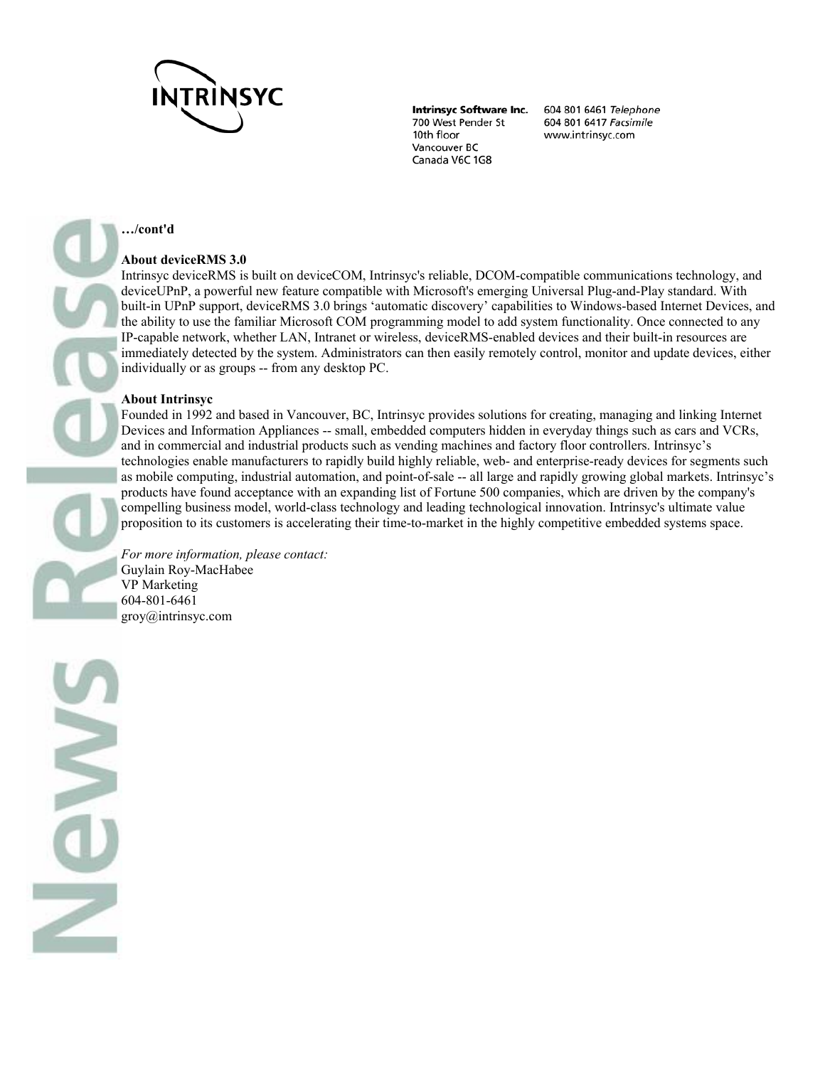**Intrinsyc Software Inc.**
700 West Pender St
10th floor
Vancouver BC
Canada V6C 1G8

604 801 6461 *Telephone*
604 801 6417 *Facsimile*
www.intrinsyc.com

**…/cont'd**

**About deviceRMS 3.0**

Intrinsyc deviceRMS is built on deviceCOM, Intrinsyc's reliable, DCOM-compatible communications technology, and deviceUPnP, a powerful new feature compatible with Microsoft's emerging Universal Plug-and-Play standard. With built-in UPnP support, deviceRMS 3.0 brings 'automatic discovery' capabilities to Windows-based Internet Devices, and the ability to use the familiar Microsoft COM programming model to add system functionality. Once connected to any IP-capable network, whether LAN, Intranet or wireless, deviceRMS-enabled devices and their built-in resources are immediately detected by the system. Administrators can then easily remotely control, monitor and update devices, either individually or as groups -- from any desktop PC.

**About Intrinsyc**

Founded in 1992 and based in Vancouver, BC, Intrinsyc provides solutions for creating, managing and linking Internet Devices and Information Appliances -- small, embedded computers hidden in everyday things such as cars and VCRs, and in commercial and industrial products such as vending machines and factory floor controllers. Intrinsyc's technologies enable manufacturers to rapidly build highly reliable, web- and enterprise-ready devices for segments such as mobile computing, industrial automation, and point-of-sale -- all large and rapidly growing global markets. Intrinsyc's products have found acceptance with an expanding list of Fortune 500 companies, which are driven by the company's compelling business model, world-class technology and leading technological innovation. Intrinsyc's ultimate value proposition to its customers is accelerating their time-to-market in the highly competitive embedded systems space.

*For more information, please contact:*
Guylain Roy-MacHabee
VP Marketing
604-801-6461
groy@intrinsyc.com